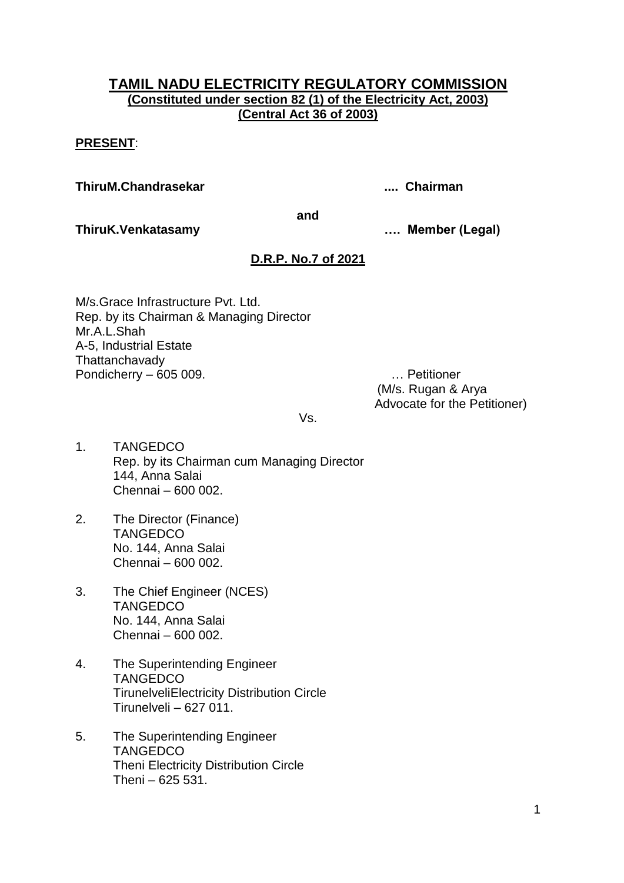# TAMIL NADU ELECTRICITY REGULATORY COMMISSION

**(Constituted under section 82 (1) of the Electricity Act, 2003)**
**(Central Act 36 of 2003)**

**PRESENT**:

**ThiruM.Chandrasekar .... Chairman**

**and**

**ThiruK.Venkatasamy …. Member (Legal)**

**D.R.P. No.7 of 2021**

M/s.Grace Infrastructure Pvt. Ltd.
Rep. by its Chairman & Managing Director
Mr.A.L.Shah
A-5, Industrial Estate
Thattanchavady
Pondicherry – 605 009. … Petitioner
(M/s. Rugan & Arya
Advocate for the Petitioner)

Vs.

1. TANGEDCO
   Rep. by its Chairman cum Managing Director
   144, Anna Salai
   Chennai – 600 002.

2. The Director (Finance)
   TANGEDCO
   No. 144, Anna Salai
   Chennai – 600 002.

3. The Chief Engineer (NCES)
   TANGEDCO
   No. 144, Anna Salai
   Chennai – 600 002.

4. The Superintending Engineer
   TANGEDCO
   TirunelveliElectricity Distribution Circle
   Tirunelveli – 627 011.

5. The Superintending Engineer
   TANGEDCO
   Theni Electricity Distribution Circle
   Theni – 625 531.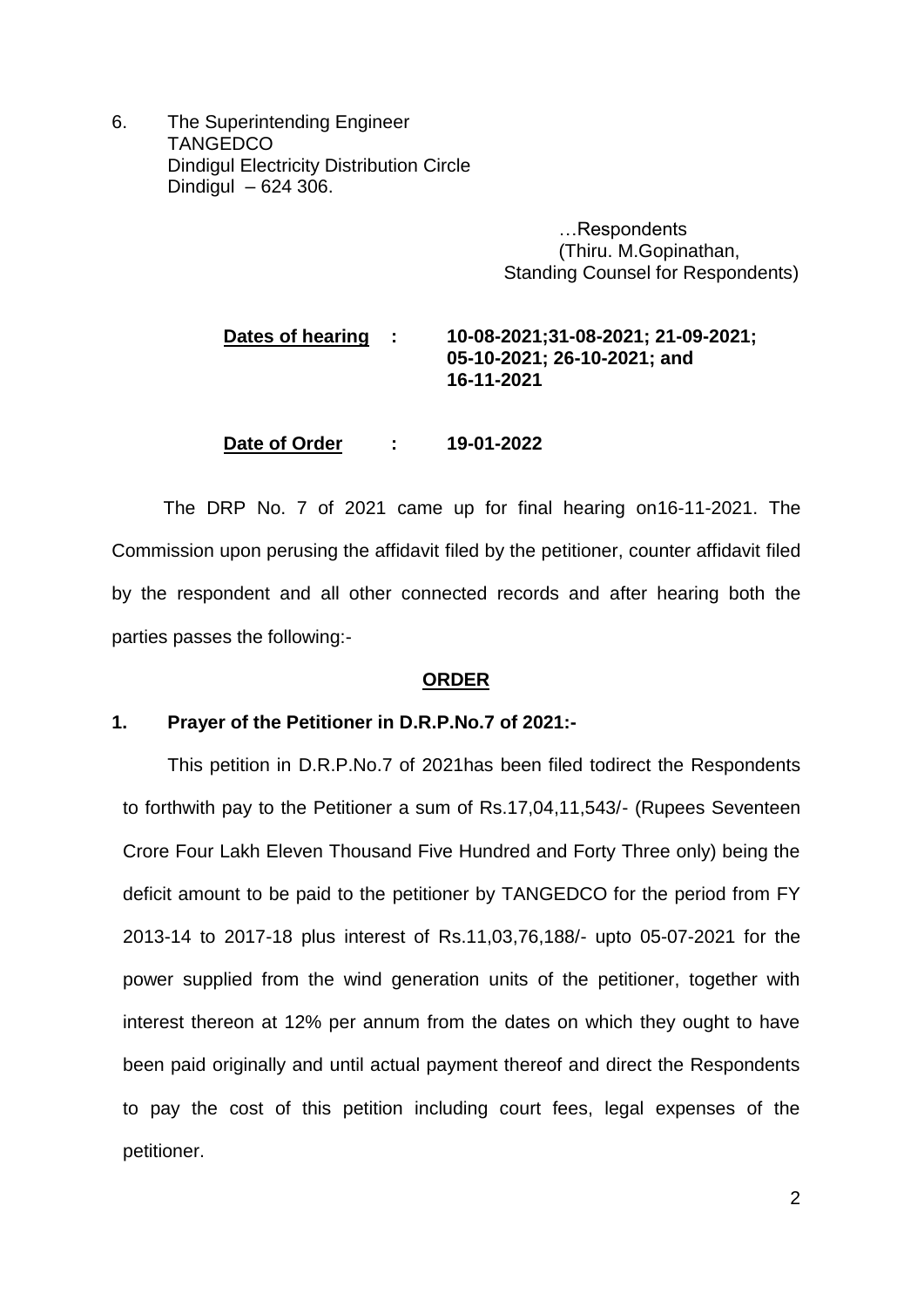6. The Superintending Engineer
   TANGEDCO
   Dindigul Electricity Distribution Circle
   Dindigul – 624 306.

…Respondents
(Thiru. M.Gopinathan,
Standing Counsel for Respondents)

**Dates of hearing : 10-08-2021;31-08-2021; 21-09-2021; 05-10-2021; 26-10-2021; and 16-11-2021**

**Date of Order : 19-01-2022**

The DRP No. 7 of 2021 came up for final hearing on16-11-2021. The Commission upon perusing the affidavit filed by the petitioner, counter affidavit filed by the respondent and all other connected records and after hearing both the parties passes the following:-

**ORDER**

**1. Prayer of the Petitioner in D.R.P.No.7 of 2021:-**

This petition in D.R.P.No.7 of 2021has been filed todirect the Respondents to forthwith pay to the Petitioner a sum of Rs.17,04,11,543/- (Rupees Seventeen Crore Four Lakh Eleven Thousand Five Hundred and Forty Three only) being the deficit amount to be paid to the petitioner by TANGEDCO for the period from FY 2013-14 to 2017-18 plus interest of Rs.11,03,76,188/- upto 05-07-2021 for the power supplied from the wind generation units of the petitioner, together with interest thereon at 12% per annum from the dates on which they ought to have been paid originally and until actual payment thereof and direct the Respondents to pay the cost of this petition including court fees, legal expenses of the petitioner.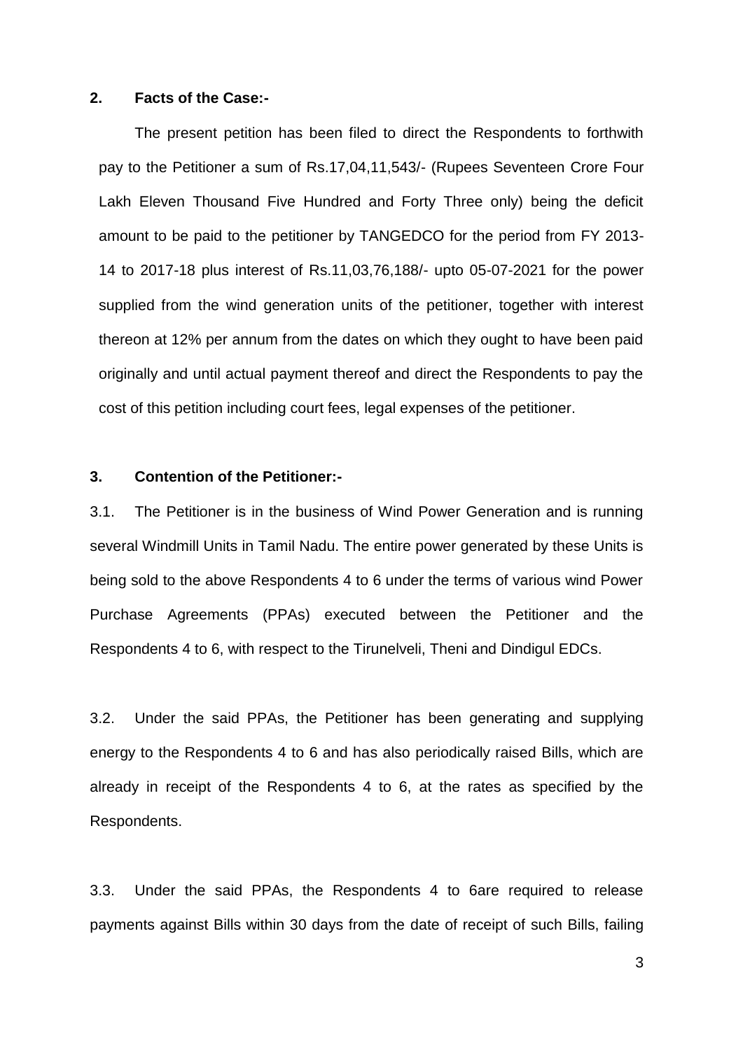**2. Facts of the Case:-**

The present petition has been filed to direct the Respondents to forthwith pay to the Petitioner a sum of Rs.17,04,11,543/- (Rupees Seventeen Crore Four Lakh Eleven Thousand Five Hundred and Forty Three only) being the deficit amount to be paid to the petitioner by TANGEDCO for the period from FY 2013-14 to 2017-18 plus interest of Rs.11,03,76,188/- upto 05-07-2021 for the power supplied from the wind generation units of the petitioner, together with interest thereon at 12% per annum from the dates on which they ought to have been paid originally and until actual payment thereof and direct the Respondents to pay the cost of this petition including court fees, legal expenses of the petitioner.

**3. Contention of the Petitioner:-**

3.1. The Petitioner is in the business of Wind Power Generation and is running several Windmill Units in Tamil Nadu. The entire power generated by these Units is being sold to the above Respondents 4 to 6 under the terms of various wind Power Purchase Agreements (PPAs) executed between the Petitioner and the Respondents 4 to 6, with respect to the Tirunelveli, Theni and Dindigul EDCs.

3.2. Under the said PPAs, the Petitioner has been generating and supplying energy to the Respondents 4 to 6 and has also periodically raised Bills, which are already in receipt of the Respondents 4 to 6, at the rates as specified by the Respondents.

3.3. Under the said PPAs, the Respondents 4 to 6are required to release payments against Bills within 30 days from the date of receipt of such Bills, failing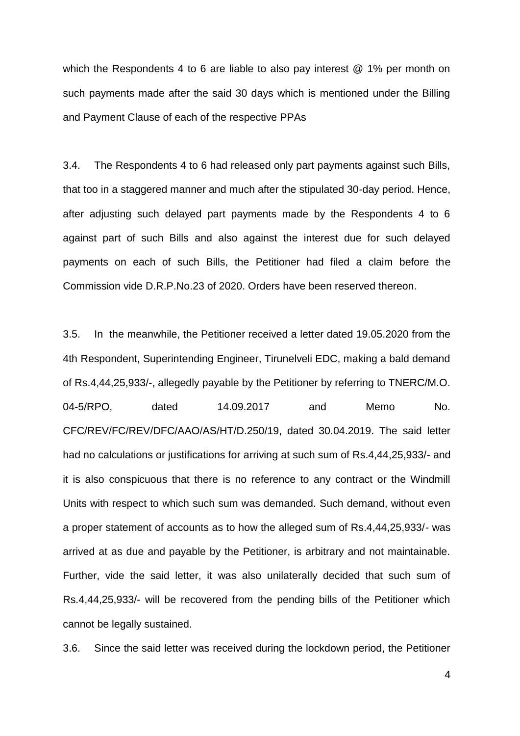which the Respondents 4 to 6 are liable to also pay interest @ 1% per month on such payments made after the said 30 days which is mentioned under the Billing and Payment Clause of each of the respective PPAs

3.4. The Respondents 4 to 6 had released only part payments against such Bills, that too in a staggered manner and much after the stipulated 30-day period. Hence, after adjusting such delayed part payments made by the Respondents 4 to 6 against part of such Bills and also against the interest due for such delayed payments on each of such Bills, the Petitioner had filed a claim before the Commission vide D.R.P.No.23 of 2020. Orders have been reserved thereon.

3.5. In the meanwhile, the Petitioner received a letter dated 19.05.2020 from the 4th Respondent, Superintending Engineer, Tirunelveli EDC, making a bald demand of Rs.4,44,25,933/-, allegedly payable by the Petitioner by referring to TNERC/M.O. 04-5/RPO, dated 14.09.2017 and Memo No. CFC/REV/FC/REV/DFC/AAO/AS/HT/D.250/19, dated 30.04.2019. The said letter had no calculations or justifications for arriving at such sum of Rs.4,44,25,933/- and it is also conspicuous that there is no reference to any contract or the Windmill Units with respect to which such sum was demanded. Such demand, without even a proper statement of accounts as to how the alleged sum of Rs.4,44,25,933/- was arrived at as due and payable by the Petitioner, is arbitrary and not maintainable. Further, vide the said letter, it was also unilaterally decided that such sum of Rs.4,44,25,933/- will be recovered from the pending bills of the Petitioner which cannot be legally sustained.

3.6. Since the said letter was received during the lockdown period, the Petitioner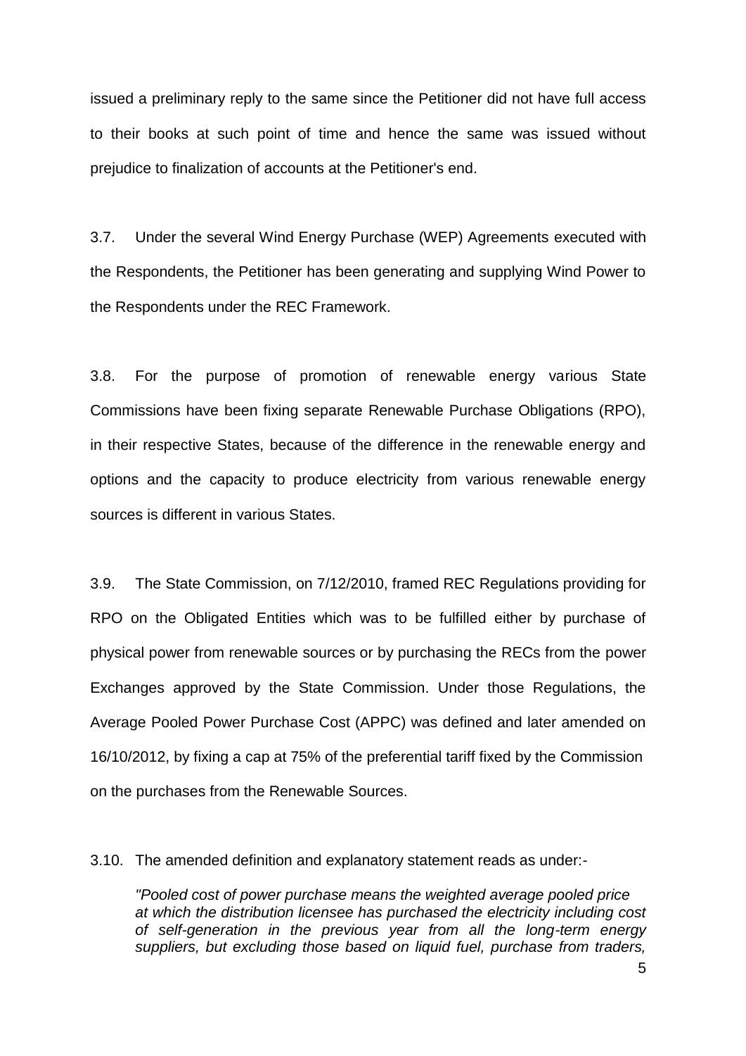issued a preliminary reply to the same since the Petitioner did not have full access to their books at such point of time and hence the same was issued without prejudice to finalization of accounts at the Petitioner's end.

3.7. Under the several Wind Energy Purchase (WEP) Agreements executed with the Respondents, the Petitioner has been generating and supplying Wind Power to the Respondents under the REC Framework.

3.8. For the purpose of promotion of renewable energy various State Commissions have been fixing separate Renewable Purchase Obligations (RPO), in their respective States, because of the difference in the renewable energy and options and the capacity to produce electricity from various renewable energy sources is different in various States.

3.9. The State Commission, on 7/12/2010, framed REC Regulations providing for RPO on the Obligated Entities which was to be fulfilled either by purchase of physical power from renewable sources or by purchasing the RECs from the power Exchanges approved by the State Commission. Under those Regulations, the Average Pooled Power Purchase Cost (APPC) was defined and later amended on 16/10/2012, by fixing a cap at 75% of the preferential tariff fixed by the Commission on the purchases from the Renewable Sources.

3.10. The amended definition and explanatory statement reads as under:-

> *"Pooled cost of power purchase means the weighted average pooled price at which the distribution licensee has purchased the electricity including cost of self-generation in the previous year from all the long-term energy suppliers, but excluding those based on liquid fuel, purchase from traders,*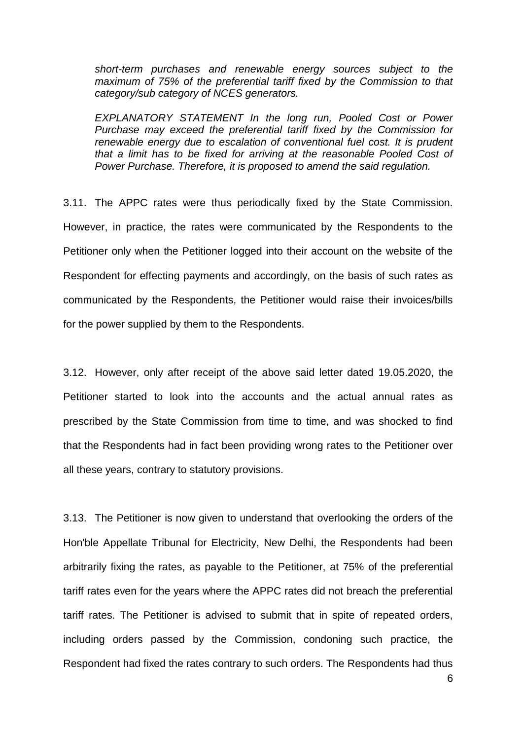*short-term purchases and renewable energy sources subject to the maximum of 75% of the preferential tariff fixed by the Commission to that category/sub category of NCES generators.*

*EXPLANATORY STATEMENT In the long run, Pooled Cost or Power Purchase may exceed the preferential tariff fixed by the Commission for renewable energy due to escalation of conventional fuel cost. It is prudent that a limit has to be fixed for arriving at the reasonable Pooled Cost of Power Purchase. Therefore, it is proposed to amend the said regulation.*

3.11. The APPC rates were thus periodically fixed by the State Commission. However, in practice, the rates were communicated by the Respondents to the Petitioner only when the Petitioner logged into their account on the website of the Respondent for effecting payments and accordingly, on the basis of such rates as communicated by the Respondents, the Petitioner would raise their invoices/bills for the power supplied by them to the Respondents.

3.12. However, only after receipt of the above said letter dated 19.05.2020, the Petitioner started to look into the accounts and the actual annual rates as prescribed by the State Commission from time to time, and was shocked to find that the Respondents had in fact been providing wrong rates to the Petitioner over all these years, contrary to statutory provisions.

3.13. The Petitioner is now given to understand that overlooking the orders of the Hon'ble Appellate Tribunal for Electricity, New Delhi, the Respondents had been arbitrarily fixing the rates, as payable to the Petitioner, at 75% of the preferential tariff rates even for the years where the APPC rates did not breach the preferential tariff rates. The Petitioner is advised to submit that in spite of repeated orders, including orders passed by the Commission, condoning such practice, the Respondent had fixed the rates contrary to such orders. The Respondents had thus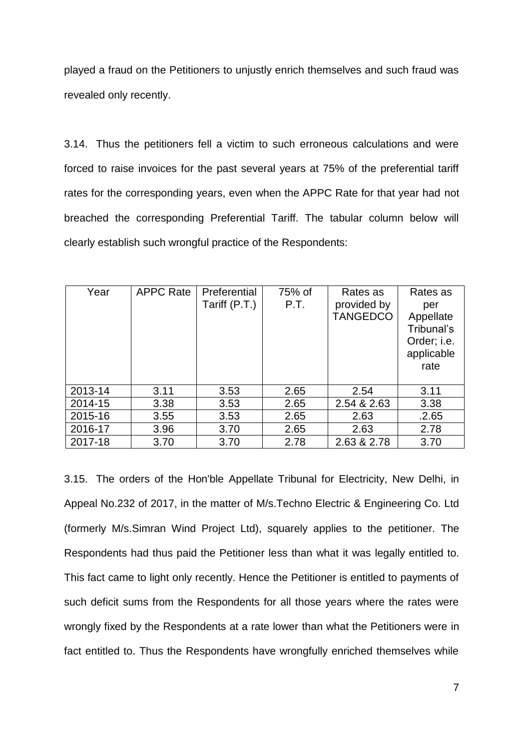played a fraud on the Petitioners to unjustly enrich themselves and such fraud was revealed only recently.

3.14. Thus the petitioners fell a victim to such erroneous calculations and were forced to raise invoices for the past several years at 75% of the preferential tariff rates for the corresponding years, even when the APPC Rate for that year had not breached the corresponding Preferential Tariff. The tabular column below will clearly establish such wrongful practice of the Respondents:

| Year | APPC Rate | Preferential Tariff (P.T.) | 75% of P.T. | Rates as provided by TANGEDCO | Rates as per Appellate Tribunal's Order; i.e. applicable rate |
|---|---|---|---|---|---|
| 2013-14 | 3.11 | 3.53 | 2.65 | 2.54 | 3.11 |
| 2014-15 | 3.38 | 3.53 | 2.65 | 2.54 & 2.63 | 3.38 |
| 2015-16 | 3.55 | 3.53 | 2.65 | 2.63 | .2.65 |
| 2016-17 | 3.96 | 3.70 | 2.65 | 2.63 | 2.78 |
| 2017-18 | 3.70 | 3.70 | 2.78 | 2.63 & 2.78 | 3.70 |

3.15. The orders of the Hon'ble Appellate Tribunal for Electricity, New Delhi, in Appeal No.232 of 2017, in the matter of M/s.Techno Electric & Engineering Co. Ltd (formerly M/s.Simran Wind Project Ltd), squarely applies to the petitioner. The Respondents had thus paid the Petitioner less than what it was legally entitled to. This fact came to light only recently. Hence the Petitioner is entitled to payments of such deficit sums from the Respondents for all those years where the rates were wrongly fixed by the Respondents at a rate lower than what the Petitioners were in fact entitled to. Thus the Respondents have wrongfully enriched themselves while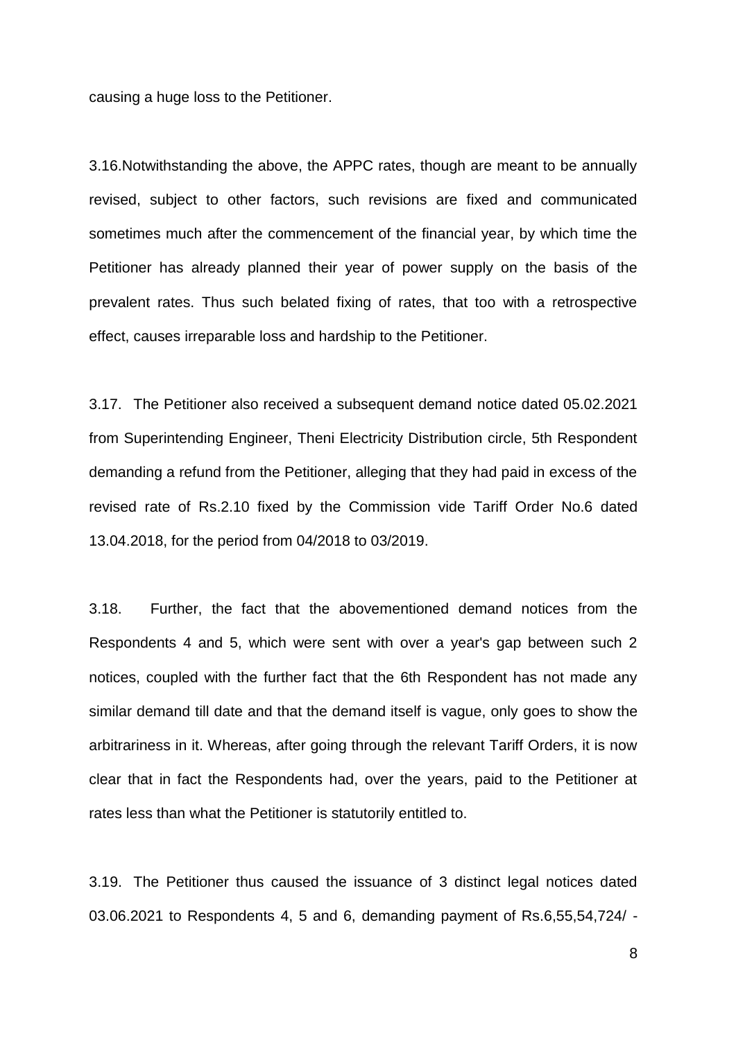causing a huge loss to the Petitioner.

3.16.Notwithstanding the above, the APPC rates, though are meant to be annually revised, subject to other factors, such revisions are fixed and communicated sometimes much after the commencement of the financial year, by which time the Petitioner has already planned their year of power supply on the basis of the prevalent rates. Thus such belated fixing of rates, that too with a retrospective effect, causes irreparable loss and hardship to the Petitioner.

3.17. The Petitioner also received a subsequent demand notice dated 05.02.2021 from Superintending Engineer, Theni Electricity Distribution circle, 5th Respondent demanding a refund from the Petitioner, alleging that they had paid in excess of the revised rate of Rs.2.10 fixed by the Commission vide Tariff Order No.6 dated 13.04.2018, for the period from 04/2018 to 03/2019.

3.18. Further, the fact that the abovementioned demand notices from the Respondents 4 and 5, which were sent with over a year's gap between such 2 notices, coupled with the further fact that the 6th Respondent has not made any similar demand till date and that the demand itself is vague, only goes to show the arbitrariness in it. Whereas, after going through the relevant Tariff Orders, it is now clear that in fact the Respondents had, over the years, paid to the Petitioner at rates less than what the Petitioner is statutorily entitled to.

3.19. The Petitioner thus caused the issuance of 3 distinct legal notices dated 03.06.2021 to Respondents 4, 5 and 6, demanding payment of Rs.6,55,54,724/ -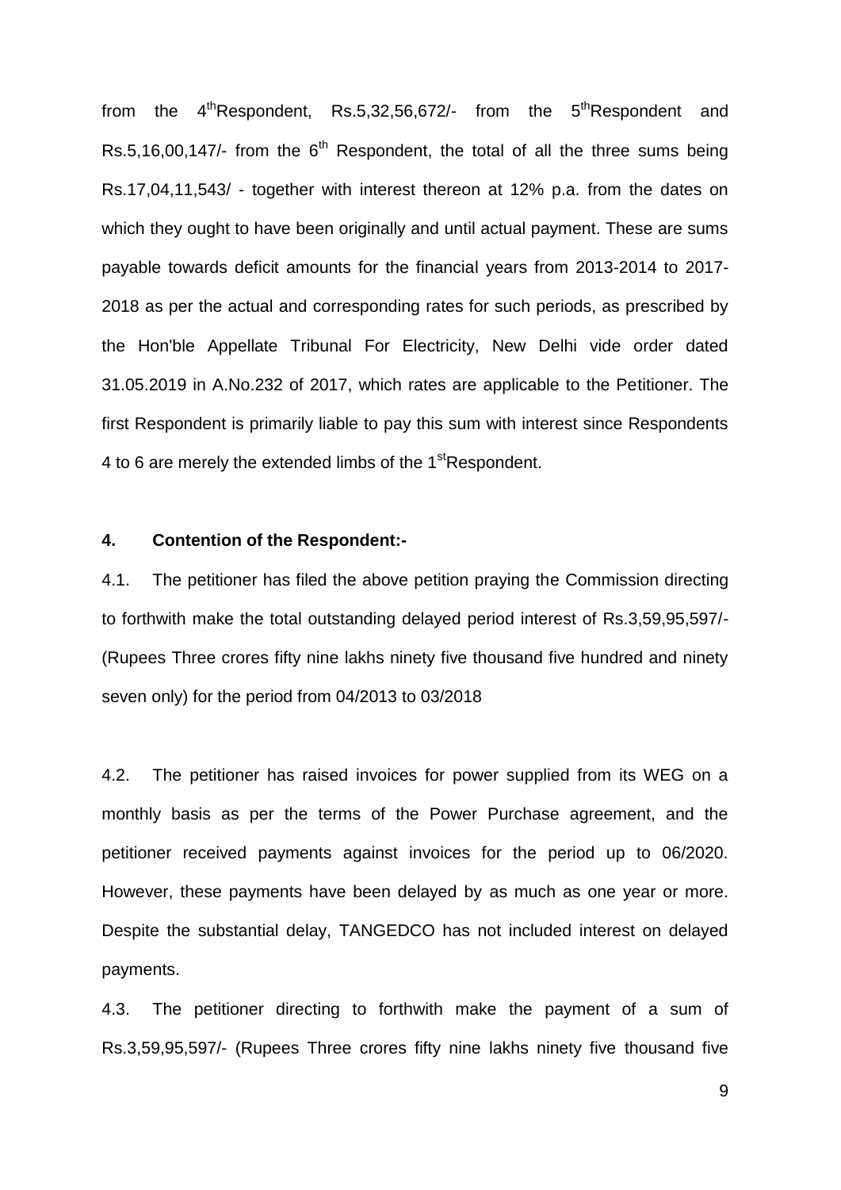from the 4th Respondent, Rs.5,32,56,672/- from the 5th Respondent and Rs.5,16,00,147/- from the 6th Respondent, the total of all the three sums being Rs.17,04,11,543/ - together with interest thereon at 12% p.a. from the dates on which they ought to have been originally and until actual payment. These are sums payable towards deficit amounts for the financial years from 2013-2014 to 2017-2018 as per the actual and corresponding rates for such periods, as prescribed by the Hon'ble Appellate Tribunal For Electricity, New Delhi vide order dated 31.05.2019 in A.No.232 of 2017, which rates are applicable to the Petitioner. The first Respondent is primarily liable to pay this sum with interest since Respondents 4 to 6 are merely the extended limbs of the 1st Respondent.

**4. Contention of the Respondent:-**

4.1. The petitioner has filed the above petition praying the Commission directing to forthwith make the total outstanding delayed period interest of Rs.3,59,95,597/- (Rupees Three crores fifty nine lakhs ninety five thousand five hundred and ninety seven only) for the period from 04/2013 to 03/2018

4.2. The petitioner has raised invoices for power supplied from its WEG on a monthly basis as per the terms of the Power Purchase agreement, and the petitioner received payments against invoices for the period up to 06/2020. However, these payments have been delayed by as much as one year or more. Despite the substantial delay, TANGEDCO has not included interest on delayed payments.

4.3. The petitioner directing to forthwith make the payment of a sum of Rs.3,59,95,597/- (Rupees Three crores fifty nine lakhs ninety five thousand five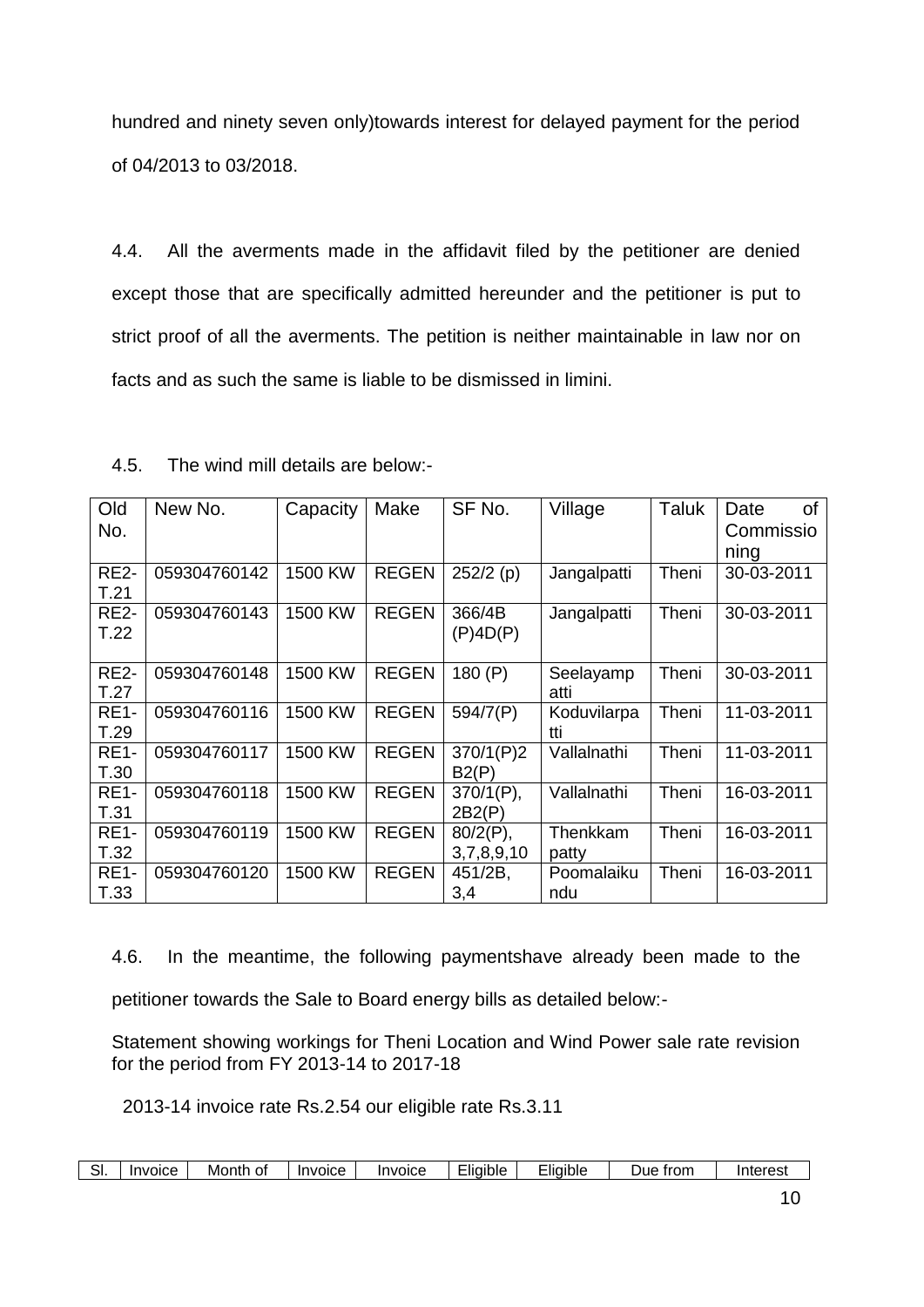hundred and ninety seven only)towards interest for delayed payment for the period of 04/2013 to 03/2018.

4.4. All the averments made in the affidavit filed by the petitioner are denied except those that are specifically admitted hereunder and the petitioner is put to strict proof of all the averments. The petition is neither maintainable in law nor on facts and as such the same is liable to be dismissed in limini.

4.5. The wind mill details are below:-

| Old No. | New No. | Capacity | Make | SF No. | Village | Taluk | Date of Commissioning |
|---|---|---|---|---|---|---|---|
| RE2-T.21 | 059304760142 | 1500 KW | REGEN | 252/2 (p) | Jangalpatti | Theni | 30-03-2011 |
| RE2-T.22 | 059304760143 | 1500 KW | REGEN | 366/4B (P)4D(P) | Jangalpatti | Theni | 30-03-2011 |
| RE2-T.27 | 059304760148 | 1500 KW | REGEN | 180 (P) | Seelayampatti | Theni | 30-03-2011 |
| RE1-T.29 | 059304760116 | 1500 KW | REGEN | 594/7(P) | Koduvilarpatti | Theni | 11-03-2011 |
| RE1-T.30 | 059304760117 | 1500 KW | REGEN | 370/1(P)2 B2(P) | Vallalnathi | Theni | 11-03-2011 |
| RE1-T.31 | 059304760118 | 1500 KW | REGEN | 370/1(P), 2B2(P) | Vallalnathi | Theni | 16-03-2011 |
| RE1-T.32 | 059304760119 | 1500 KW | REGEN | 80/2(P), 3,7,8,9,10 | Thenkkam patty | Theni | 16-03-2011 |
| RE1-T.33 | 059304760120 | 1500 KW | REGEN | 451/2B, 3,4 | Poomalaikundu | Theni | 16-03-2011 |

4.6. In the meantime, the following paymentshave already been made to the petitioner towards the Sale to Board energy bills as detailed below:-

Statement showing workings for Theni Location and Wind Power sale rate revision for the period from FY 2013-14 to 2017-18

2013-14 invoice rate Rs.2.54 our eligible rate Rs.3.11

| Sl. | Invoice | Month of | Invoice | Invoice | Eligible | Eligible | Due from | Interest |
|---|---|---|---|---|---|---|---|---|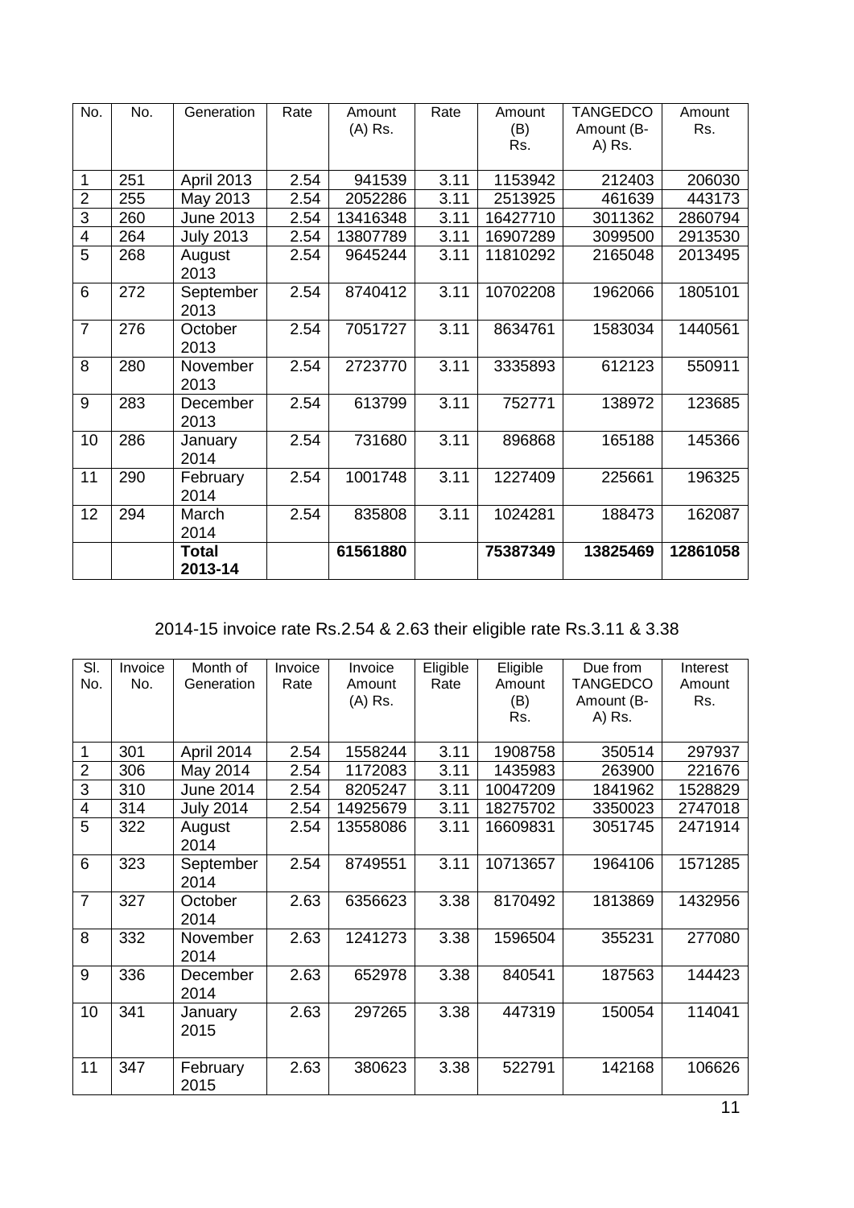| No. | No. | Generation | Rate | Amount (A) Rs. | Rate | Amount (B) Rs. | TANGEDCO Amount (B-A) Rs. | Amount Rs. |
|---|---|---|---|---|---|---|---|---|
| 1 | 251 | April 2013 | 2.54 | 941539 | 3.11 | 1153942 | 212403 | 206030 |
| 2 | 255 | May 2013 | 2.54 | 2052286 | 3.11 | 2513925 | 461639 | 443173 |
| 3 | 260 | June 2013 | 2.54 | 13416348 | 3.11 | 16427710 | 3011362 | 2860794 |
| 4 | 264 | July 2013 | 2.54 | 13807789 | 3.11 | 16907289 | 3099500 | 2913530 |
| 5 | 268 | August 2013 | 2.54 | 9645244 | 3.11 | 11810292 | 2165048 | 2013495 |
| 6 | 272 | September 2013 | 2.54 | 8740412 | 3.11 | 10702208 | 1962066 | 1805101 |
| 7 | 276 | October 2013 | 2.54 | 7051727 | 3.11 | 8634761 | 1583034 | 1440561 |
| 8 | 280 | November 2013 | 2.54 | 2723770 | 3.11 | 3335893 | 612123 | 550911 |
| 9 | 283 | December 2013 | 2.54 | 613799 | 3.11 | 752771 | 138972 | 123685 |
| 10 | 286 | January 2014 | 2.54 | 731680 | 3.11 | 896868 | 165188 | 145366 |
| 11 | 290 | February 2014 | 2.54 | 1001748 | 3.11 | 1227409 | 225661 | 196325 |
| 12 | 294 | March 2014 | 2.54 | 835808 | 3.11 | 1024281 | 188473 | 162087 |
| | | **Total 2013-14** | | **61561880** | | **75387349** | **13825469** | **12861058** |

2014-15 invoice rate Rs.2.54 & 2.63 their eligible rate Rs.3.11 & 3.38

| Sl. No. | Invoice No. | Month of Generation | Invoice Rate | Invoice Amount (A) Rs. | Eligible Rate | Eligible Amount (B) Rs. | Due from TANGEDCO Amount (B-A) Rs. | Interest Amount Rs. |
|---|---|---|---|---|---|---|---|---|
| 1 | 301 | April 2014 | 2.54 | 1558244 | 3.11 | 1908758 | 350514 | 297937 |
| 2 | 306 | May 2014 | 2.54 | 1172083 | 3.11 | 1435983 | 263900 | 221676 |
| 3 | 310 | June 2014 | 2.54 | 8205247 | 3.11 | 10047209 | 1841962 | 1528829 |
| 4 | 314 | July 2014 | 2.54 | 14925679 | 3.11 | 18275702 | 3350023 | 2747018 |
| 5 | 322 | August 2014 | 2.54 | 13558086 | 3.11 | 16609831 | 3051745 | 2471914 |
| 6 | 323 | September 2014 | 2.54 | 8749551 | 3.11 | 10713657 | 1964106 | 1571285 |
| 7 | 327 | October 2014 | 2.63 | 6356623 | 3.38 | 8170492 | 1813869 | 1432956 |
| 8 | 332 | November 2014 | 2.63 | 1241273 | 3.38 | 1596504 | 355231 | 277080 |
| 9 | 336 | December 2014 | 2.63 | 652978 | 3.38 | 840541 | 187563 | 144423 |
| 10 | 341 | January 2015 | 2.63 | 297265 | 3.38 | 447319 | 150054 | 114041 |
| 11 | 347 | February 2015 | 2.63 | 380623 | 3.38 | 522791 | 142168 | 106626 |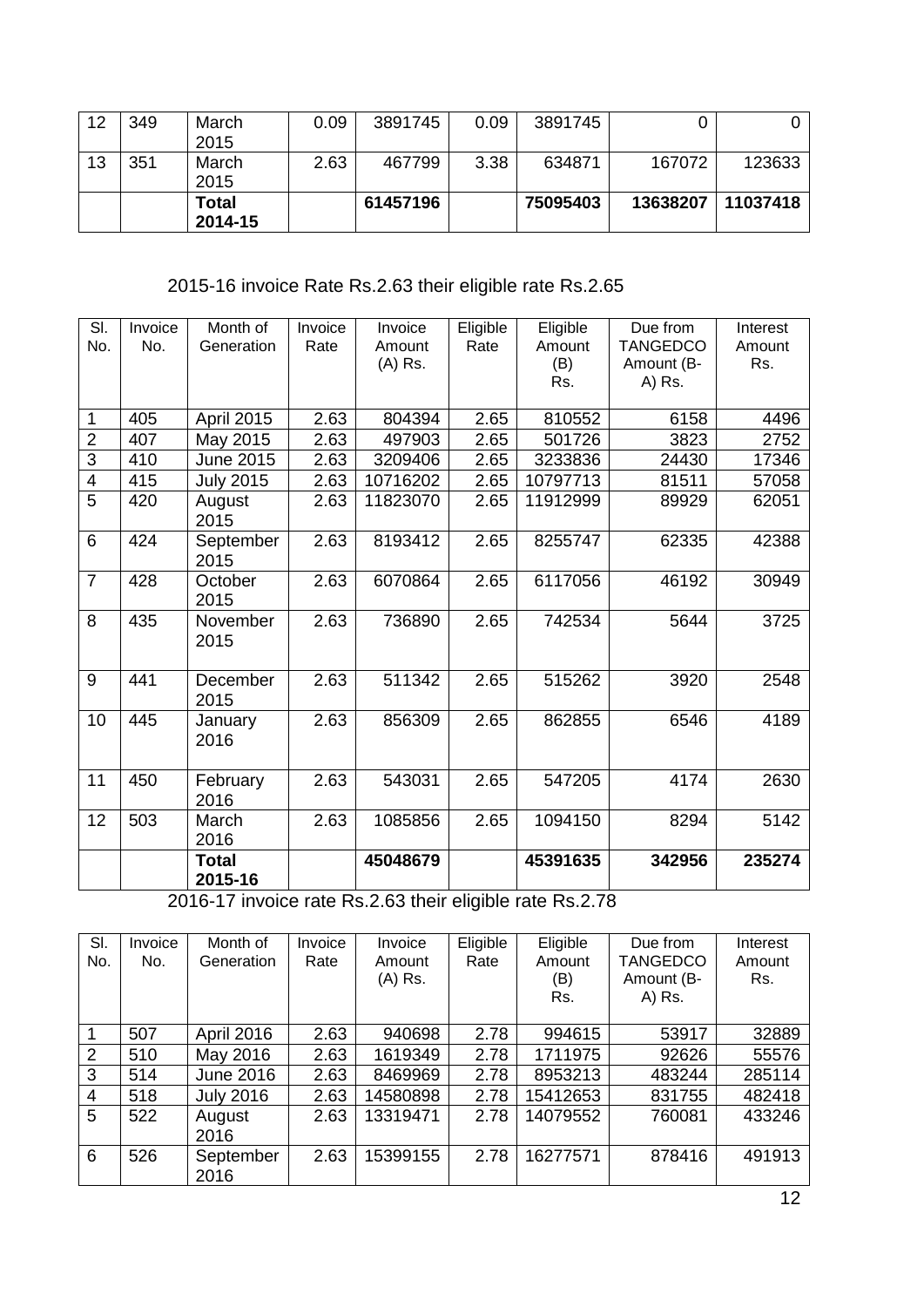| | | | | | | | | |
|---|---|---|---|---|---|---|---|---|
| 12 | 349 | March 2015 | 0.09 | 3891745 | 0.09 | 3891745 | 0 | 0 |
| 13 | 351 | March 2015 | 2.63 | 467799 | 3.38 | 634871 | 167072 | 123633 |
| | | **Total 2014-15** | | **61457196** | | **75095403** | **13638207** | **11037418** |

2015-16 invoice Rate Rs.2.63 their eligible rate Rs.2.65

| Sl. No. | Invoice No. | Month of Generation | Invoice Rate | Invoice Amount (A) Rs. | Eligible Rate | Eligible Amount (B) Rs. | Due from TANGEDCO Amount (B-A) Rs. | Interest Amount Rs. |
|---|---|---|---|---|---|---|---|---|
| 1 | 405 | April 2015 | 2.63 | 804394 | 2.65 | 810552 | 6158 | 4496 |
| 2 | 407 | May 2015 | 2.63 | 497903 | 2.65 | 501726 | 3823 | 2752 |
| 3 | 410 | June 2015 | 2.63 | 3209406 | 2.65 | 3233836 | 24430 | 17346 |
| 4 | 415 | July 2015 | 2.63 | 10716202 | 2.65 | 10797713 | 81511 | 57058 |
| 5 | 420 | August 2015 | 2.63 | 11823070 | 2.65 | 11912999 | 89929 | 62051 |
| 6 | 424 | September 2015 | 2.63 | 8193412 | 2.65 | 8255747 | 62335 | 42388 |
| 7 | 428 | October 2015 | 2.63 | 6070864 | 2.65 | 6117056 | 46192 | 30949 |
| 8 | 435 | November 2015 | 2.63 | 736890 | 2.65 | 742534 | 5644 | 3725 |
| 9 | 441 | December 2015 | 2.63 | 511342 | 2.65 | 515262 | 3920 | 2548 |
| 10 | 445 | January 2016 | 2.63 | 856309 | 2.65 | 862855 | 6546 | 4189 |
| 11 | 450 | February 2016 | 2.63 | 543031 | 2.65 | 547205 | 4174 | 2630 |
| 12 | 503 | March 2016 | 2.63 | 1085856 | 2.65 | 1094150 | 8294 | 5142 |
| | | **Total 2015-16** | | **45048679** | | **45391635** | **342956** | **235274** |

2016-17 invoice rate Rs.2.63 their eligible rate Rs.2.78

| Sl. No. | Invoice No. | Month of Generation | Invoice Rate | Invoice Amount (A) Rs. | Eligible Rate | Eligible Amount (B) Rs. | Due from TANGEDCO Amount (B-A) Rs. | Interest Amount Rs. |
|---|---|---|---|---|---|---|---|---|
| 1 | 507 | April 2016 | 2.63 | 940698 | 2.78 | 994615 | 53917 | 32889 |
| 2 | 510 | May 2016 | 2.63 | 1619349 | 2.78 | 1711975 | 92626 | 55576 |
| 3 | 514 | June 2016 | 2.63 | 8469969 | 2.78 | 8953213 | 483244 | 285114 |
| 4 | 518 | July 2016 | 2.63 | 14580898 | 2.78 | 15412653 | 831755 | 482418 |
| 5 | 522 | August 2016 | 2.63 | 13319471 | 2.78 | 14079552 | 760081 | 433246 |
| 6 | 526 | September 2016 | 2.63 | 15399155 | 2.78 | 16277571 | 878416 | 491913 |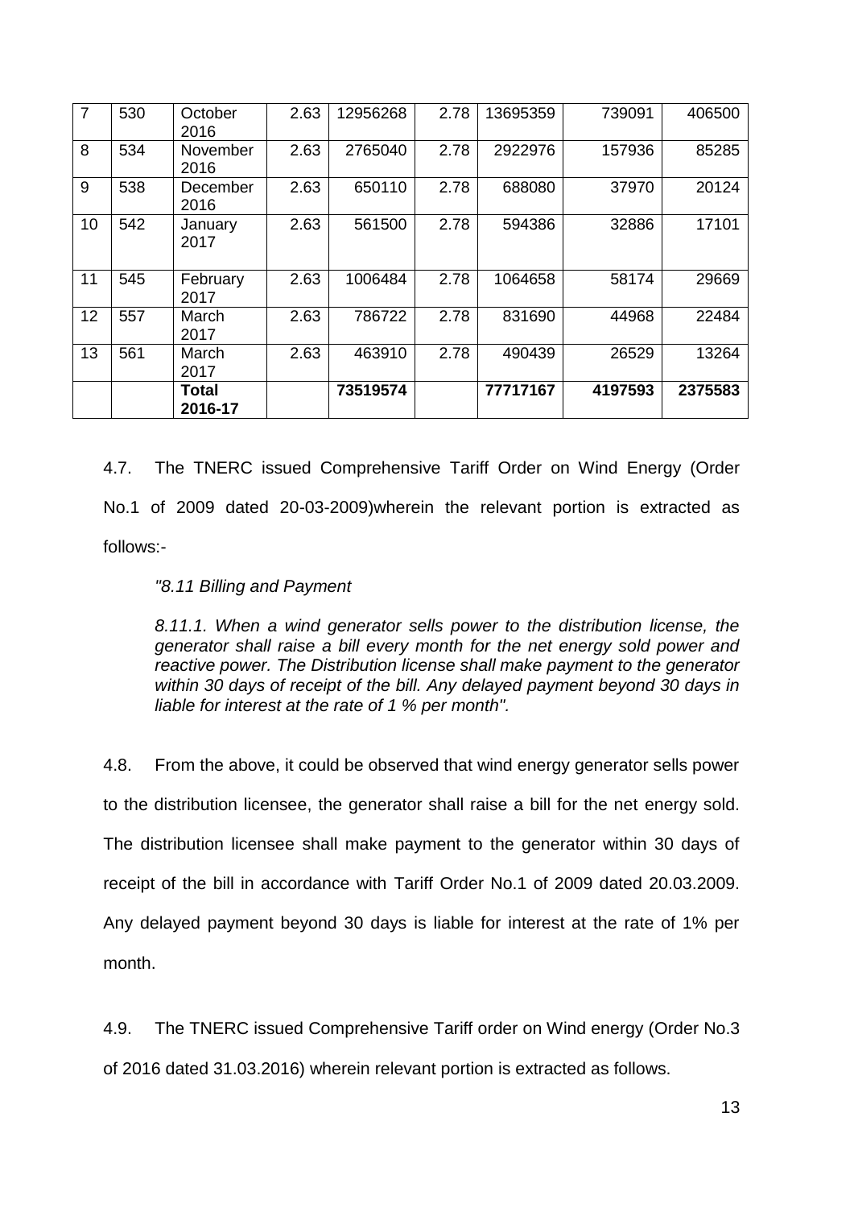| 7 | 530 | October 2016 | 2.63 | 12956268 | 2.78 | 13695359 | 739091 | 406500 |
|---|---|---|---|---|---|---|---|---|
| 8 | 534 | November 2016 | 2.63 | 2765040 | 2.78 | 2922976 | 157936 | 85285 |
| 9 | 538 | December 2016 | 2.63 | 650110 | 2.78 | 688080 | 37970 | 20124 |
| 10 | 542 | January 2017 | 2.63 | 561500 | 2.78 | 594386 | 32886 | 17101 |
| 11 | 545 | February 2017 | 2.63 | 1006484 | 2.78 | 1064658 | 58174 | 29669 |
| 12 | 557 | March 2017 | 2.63 | 786722 | 2.78 | 831690 | 44968 | 22484 |
| 13 | 561 | March 2017 | 2.63 | 463910 | 2.78 | 490439 | 26529 | 13264 |
| | | **Total 2016-17** | | **73519574** | | **77717167** | **4197593** | **2375583** |

4.7. The TNERC issued Comprehensive Tariff Order on Wind Energy (Order No.1 of 2009 dated 20-03-2009)wherein the relevant portion is extracted as follows:-

*"8.11 Billing and Payment*

*8.11.1. When a wind generator sells power to the distribution license, the generator shall raise a bill every month for the net energy sold power and reactive power. The Distribution license shall make payment to the generator within 30 days of receipt of the bill. Any delayed payment beyond 30 days in liable for interest at the rate of 1 % per month".*

4.8. From the above, it could be observed that wind energy generator sells power to the distribution licensee, the generator shall raise a bill for the net energy sold. The distribution licensee shall make payment to the generator within 30 days of receipt of the bill in accordance with Tariff Order No.1 of 2009 dated 20.03.2009. Any delayed payment beyond 30 days is liable for interest at the rate of 1% per month.

4.9. The TNERC issued Comprehensive Tariff order on Wind energy (Order No.3 of 2016 dated 31.03.2016) wherein relevant portion is extracted as follows.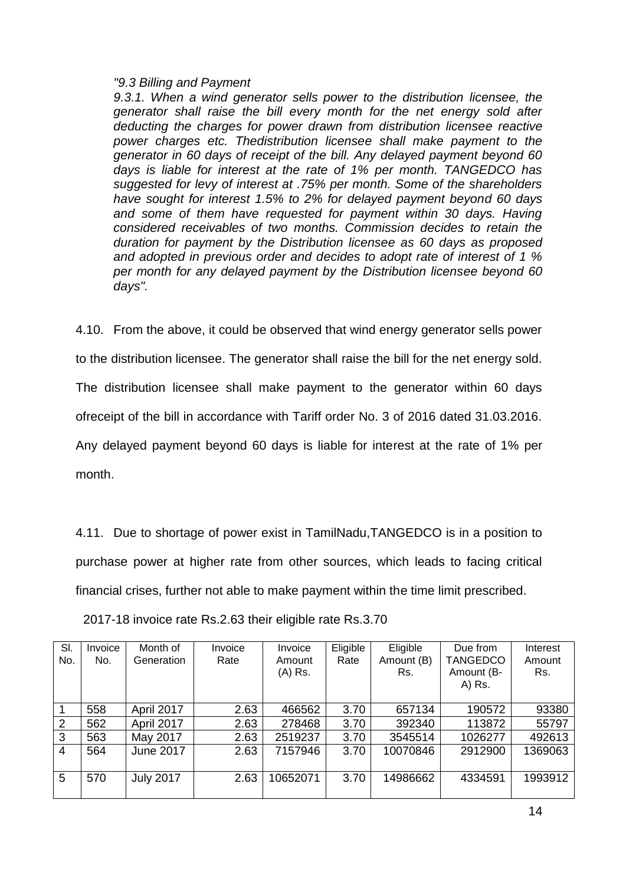*"9.3 Billing and Payment*

*9.3.1. When a wind generator sells power to the distribution licensee, the generator shall raise the bill every month for the net energy sold after deducting the charges for power drawn from distribution licensee reactive power charges etc. Thedistribution licensee shall make payment to the generator in 60 days of receipt of the bill. Any delayed payment beyond 60 days is liable for interest at the rate of 1% per month. TANGEDCO has suggested for levy of interest at .75% per month. Some of the shareholders have sought for interest 1.5% to 2% for delayed payment beyond 60 days and some of them have requested for payment within 30 days. Having considered receivables of two months. Commission decides to retain the duration for payment by the Distribution licensee as 60 days as proposed and adopted in previous order and decides to adopt rate of interest of 1 % per month for any delayed payment by the Distribution licensee beyond 60 days".*

4.10. From the above, it could be observed that wind energy generator sells power to the distribution licensee. The generator shall raise the bill for the net energy sold. The distribution licensee shall make payment to the generator within 60 days ofreceipt of the bill in accordance with Tariff order No. 3 of 2016 dated 31.03.2016. Any delayed payment beyond 60 days is liable for interest at the rate of 1% per month.

4.11. Due to shortage of power exist in TamilNadu,TANGEDCO is in a position to purchase power at higher rate from other sources, which leads to facing critical financial crises, further not able to make payment within the time limit prescribed.

2017-18 invoice rate Rs.2.63 their eligible rate Rs.3.70

| Sl. No. | Invoice No. | Month of Generation | Invoice Rate | Invoice Amount (A) Rs. | Eligible Rate | Eligible Amount (B) Rs. | Due from TANGEDCO Amount (B-A) Rs. | Interest Amount Rs. |
|---|---|---|---|---|---|---|---|---|
| 1 | 558 | April 2017 | 2.63 | 466562 | 3.70 | 657134 | 190572 | 93380 |
| 2 | 562 | April 2017 | 2.63 | 278468 | 3.70 | 392340 | 113872 | 55797 |
| 3 | 563 | May 2017 | 2.63 | 2519237 | 3.70 | 3545514 | 1026277 | 492613 |
| 4 | 564 | June 2017 | 2.63 | 7157946 | 3.70 | 10070846 | 2912900 | 1369063 |
| 5 | 570 | July 2017 | 2.63 | 10652071 | 3.70 | 14986662 | 4334591 | 1993912 |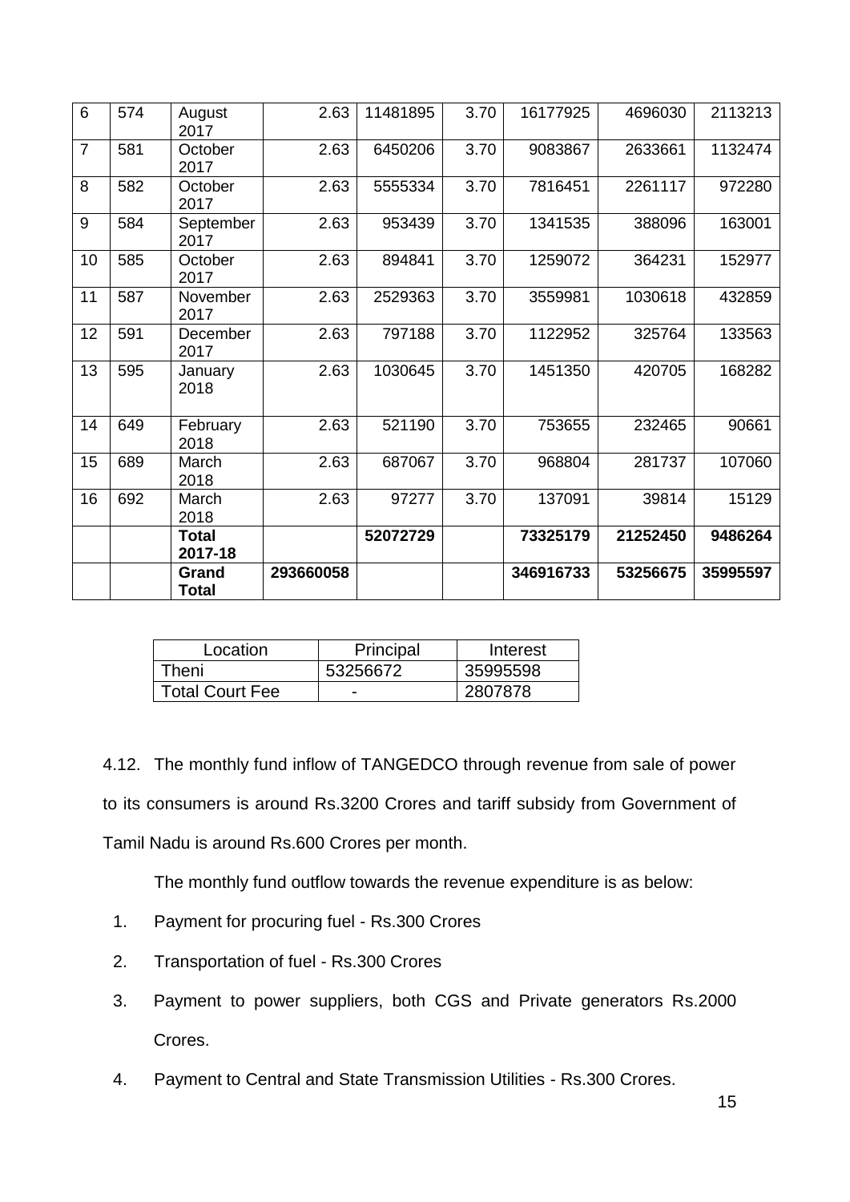| | | | | | | | | |
|---|---|---|---|---|---|---|---|---|
| 6 | 574 | August 2017 | 2.63 | 11481895 | 3.70 | 16177925 | 4696030 | 2113213 |
| 7 | 581 | October 2017 | 2.63 | 6450206 | 3.70 | 9083867 | 2633661 | 1132474 |
| 8 | 582 | October 2017 | 2.63 | 5555334 | 3.70 | 7816451 | 2261117 | 972280 |
| 9 | 584 | September 2017 | 2.63 | 953439 | 3.70 | 1341535 | 388096 | 163001 |
| 10 | 585 | October 2017 | 2.63 | 894841 | 3.70 | 1259072 | 364231 | 152977 |
| 11 | 587 | November 2017 | 2.63 | 2529363 | 3.70 | 3559981 | 1030618 | 432859 |
| 12 | 591 | December 2017 | 2.63 | 797188 | 3.70 | 1122952 | 325764 | 133563 |
| 13 | 595 | January 2018 | 2.63 | 1030645 | 3.70 | 1451350 | 420705 | 168282 |
| 14 | 649 | February 2018 | 2.63 | 521190 | 3.70 | 753655 | 232465 | 90661 |
| 15 | 689 | March 2018 | 2.63 | 687067 | 3.70 | 968804 | 281737 | 107060 |
| 16 | 692 | March 2018 | 2.63 | 97277 | 3.70 | 137091 | 39814 | 15129 |
| | | **Total 2017-18** | | **52072729** | | **73325179** | **21252450** | **9486264** |
| | | **Grand Total** | **293660058** | | | **346916733** | **53256675** | **35995597** |

| Location | Principal | Interest |
|---|---|---|
| Theni | 53256672 | 35995598 |
| Total Court Fee | - | 2807878 |

4.12. The monthly fund inflow of TANGEDCO through revenue from sale of power to its consumers is around Rs.3200 Crores and tariff subsidy from Government of Tamil Nadu is around Rs.600 Crores per month.

The monthly fund outflow towards the revenue expenditure is as below:

1. Payment for procuring fuel - Rs.300 Crores
2. Transportation of fuel - Rs.300 Crores
3. Payment to power suppliers, both CGS and Private generators Rs.2000 Crores.
4. Payment to Central and State Transmission Utilities - Rs.300 Crores.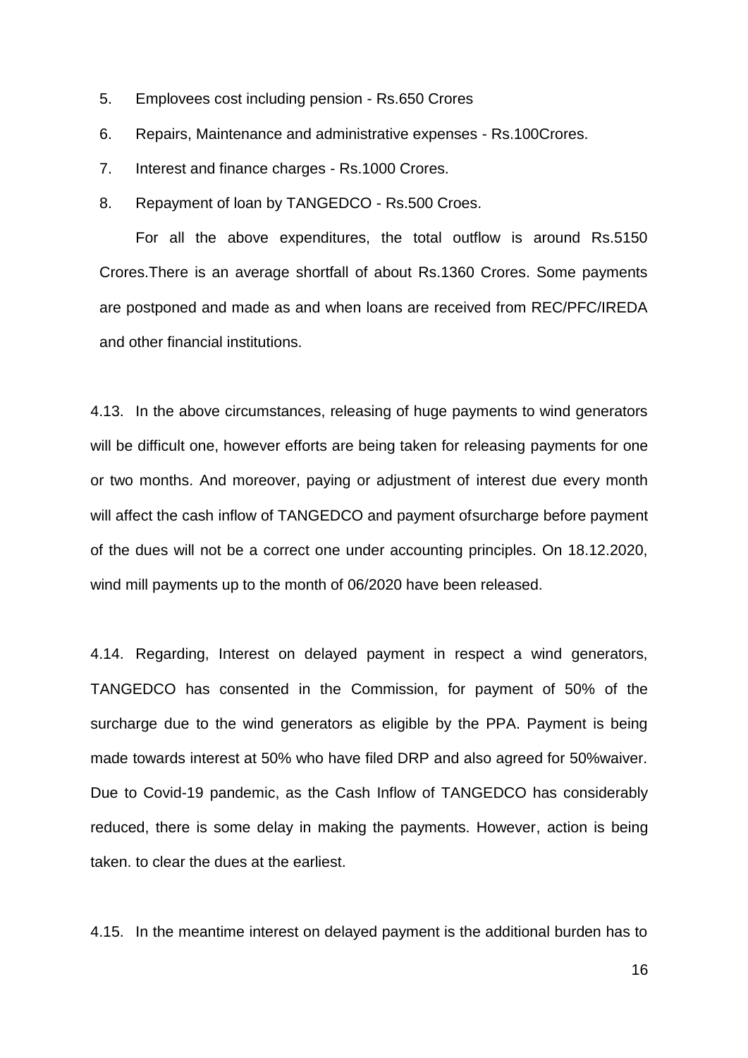5. Employees cost including pension - Rs.650 Crores
6. Repairs, Maintenance and administrative expenses - Rs.100Crores.
7. Interest and finance charges - Rs.1000 Crores.
8. Repayment of loan by TANGEDCO - Rs.500 Croes.

For all the above expenditures, the total outflow is around Rs.5150 Crores.There is an average shortfall of about Rs.1360 Crores. Some payments are postponed and made as and when loans are received from REC/PFC/IREDA and other financial institutions.

4.13. In the above circumstances, releasing of huge payments to wind generators will be difficult one, however efforts are being taken for releasing payments for one or two months. And moreover, paying or adjustment of interest due every month will affect the cash inflow of TANGEDCO and payment ofsurcharge before payment of the dues will not be a correct one under accounting principles. On 18.12.2020, wind mill payments up to the month of 06/2020 have been released.

4.14. Regarding, Interest on delayed payment in respect a wind generators, TANGEDCO has consented in the Commission, for payment of 50% of the surcharge due to the wind generators as eligible by the PPA. Payment is being made towards interest at 50% who have filed DRP and also agreed for 50%waiver. Due to Covid-19 pandemic, as the Cash Inflow of TANGEDCO has considerably reduced, there is some delay in making the payments. However, action is being taken. to clear the dues at the earliest.

4.15. In the meantime interest on delayed payment is the additional burden has to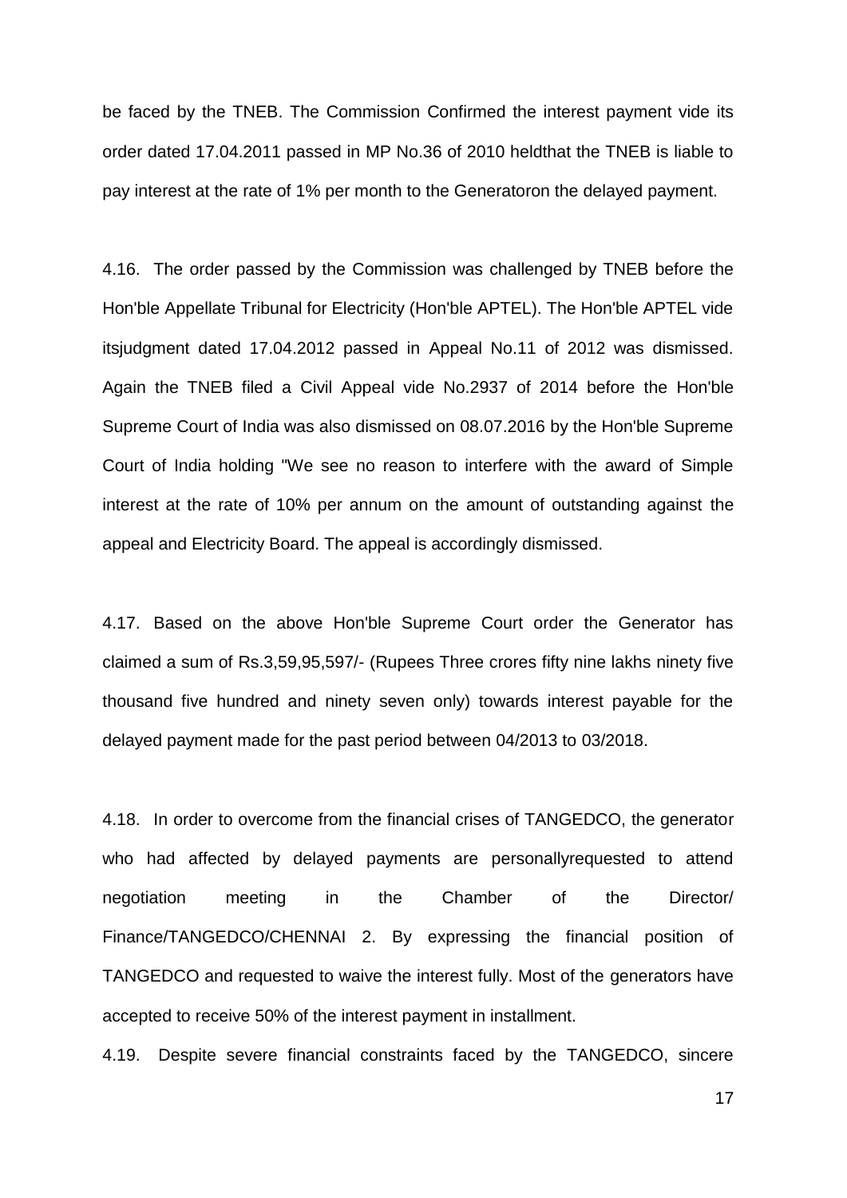be faced by the TNEB. The Commission Confirmed the interest payment vide its order dated 17.04.2011 passed in MP No.36 of 2010 heldthat the TNEB is liable to pay interest at the rate of 1% per month to the Generatoron the delayed payment.

4.16. The order passed by the Commission was challenged by TNEB before the Hon'ble Appellate Tribunal for Electricity (Hon'ble APTEL). The Hon'ble APTEL vide itsjudgment dated 17.04.2012 passed in Appeal No.11 of 2012 was dismissed. Again the TNEB filed a Civil Appeal vide No.2937 of 2014 before the Hon'ble Supreme Court of India was also dismissed on 08.07.2016 by the Hon'ble Supreme Court of India holding "We see no reason to interfere with the award of Simple interest at the rate of 10% per annum on the amount of outstanding against the appeal and Electricity Board. The appeal is accordingly dismissed.

4.17. Based on the above Hon'ble Supreme Court order the Generator has claimed a sum of Rs.3,59,95,597/- (Rupees Three crores fifty nine lakhs ninety five thousand five hundred and ninety seven only) towards interest payable for the delayed payment made for the past period between 04/2013 to 03/2018.

4.18. In order to overcome from the financial crises of TANGEDCO, the generator who had affected by delayed payments are personallyrequested to attend negotiation meeting in the Chamber of the Director/ Finance/TANGEDCO/CHENNAI 2. By expressing the financial position of TANGEDCO and requested to waive the interest fully. Most of the generators have accepted to receive 50% of the interest payment in installment.

4.19. Despite severe financial constraints faced by the TANGEDCO, sincere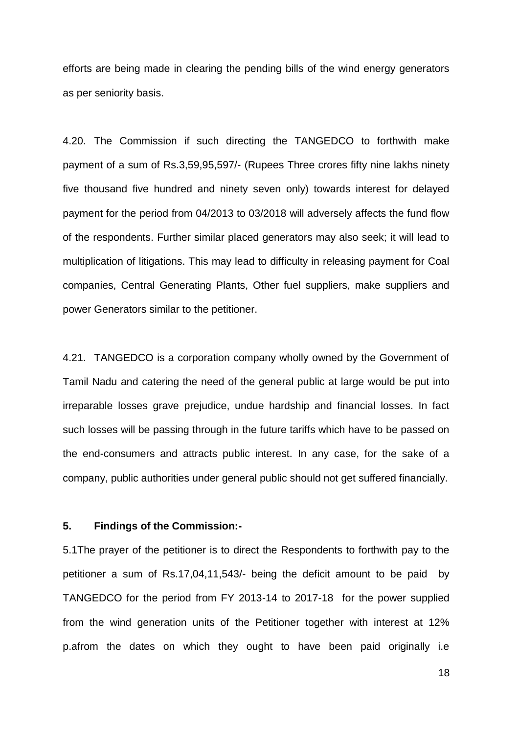efforts are being made in clearing the pending bills of the wind energy generators as per seniority basis.

4.20. The Commission if such directing the TANGEDCO to forthwith make payment of a sum of Rs.3,59,95,597/- (Rupees Three crores fifty nine lakhs ninety five thousand five hundred and ninety seven only) towards interest for delayed payment for the period from 04/2013 to 03/2018 will adversely affects the fund flow of the respondents. Further similar placed generators may also seek; it will lead to multiplication of litigations. This may lead to difficulty in releasing payment for Coal companies, Central Generating Plants, Other fuel suppliers, make suppliers and power Generators similar to the petitioner.

4.21. TANGEDCO is a corporation company wholly owned by the Government of Tamil Nadu and catering the need of the general public at large would be put into irreparable losses grave prejudice, undue hardship and financial losses. In fact such losses will be passing through in the future tariffs which have to be passed on the end-consumers and attracts public interest. In any case, for the sake of a company, public authorities under general public should not get suffered financially.

**5. Findings of the Commission:-**

5.1The prayer of the petitioner is to direct the Respondents to forthwith pay to the petitioner a sum of Rs.17,04,11,543/- being the deficit amount to be paid by TANGEDCO for the period from FY 2013-14 to 2017-18 for the power supplied from the wind generation units of the Petitioner together with interest at 12% p.afrom the dates on which they ought to have been paid originally i.e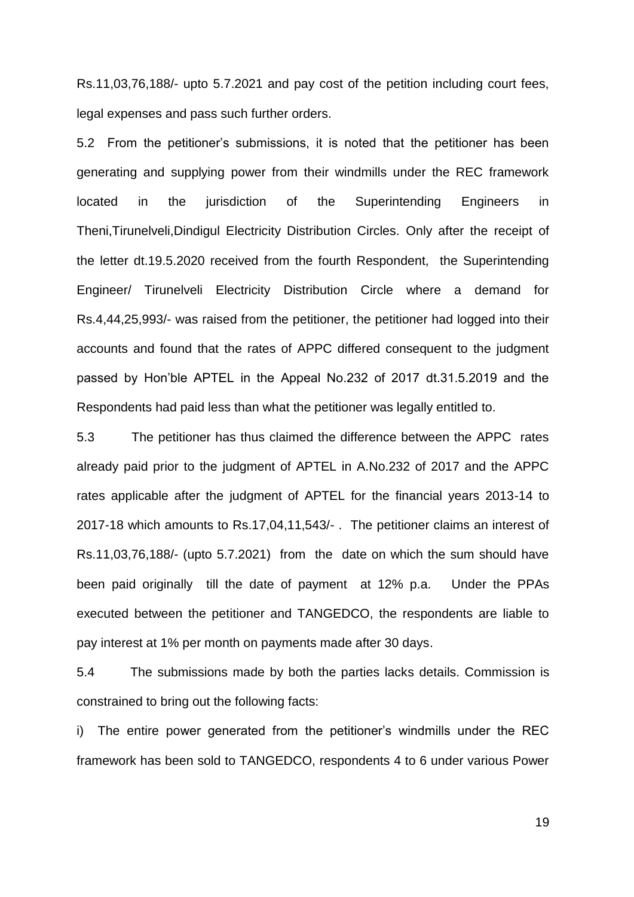Rs.11,03,76,188/- upto 5.7.2021 and pay cost of the petition including court fees, legal expenses and pass such further orders.

5.2 From the petitioner's submissions, it is noted that the petitioner has been generating and supplying power from their windmills under the REC framework located in the jurisdiction of the Superintending Engineers in Theni,Tirunelveli,Dindigul Electricity Distribution Circles. Only after the receipt of the letter dt.19.5.2020 received from the fourth Respondent, the Superintending Engineer/ Tirunelveli Electricity Distribution Circle where a demand for Rs.4,44,25,993/- was raised from the petitioner, the petitioner had logged into their accounts and found that the rates of APPC differed consequent to the judgment passed by Hon'ble APTEL in the Appeal No.232 of 2017 dt.31.5.2019 and the Respondents had paid less than what the petitioner was legally entitled to.

5.3 The petitioner has thus claimed the difference between the APPC rates already paid prior to the judgment of APTEL in A.No.232 of 2017 and the APPC rates applicable after the judgment of APTEL for the financial years 2013-14 to 2017-18 which amounts to Rs.17,04,11,543/- . The petitioner claims an interest of Rs.11,03,76,188/- (upto 5.7.2021) from the date on which the sum should have been paid originally till the date of payment at 12% p.a. Under the PPAs executed between the petitioner and TANGEDCO, the respondents are liable to pay interest at 1% per month on payments made after 30 days.

5.4 The submissions made by both the parties lacks details. Commission is constrained to bring out the following facts:

i) The entire power generated from the petitioner's windmills under the REC framework has been sold to TANGEDCO, respondents 4 to 6 under various Power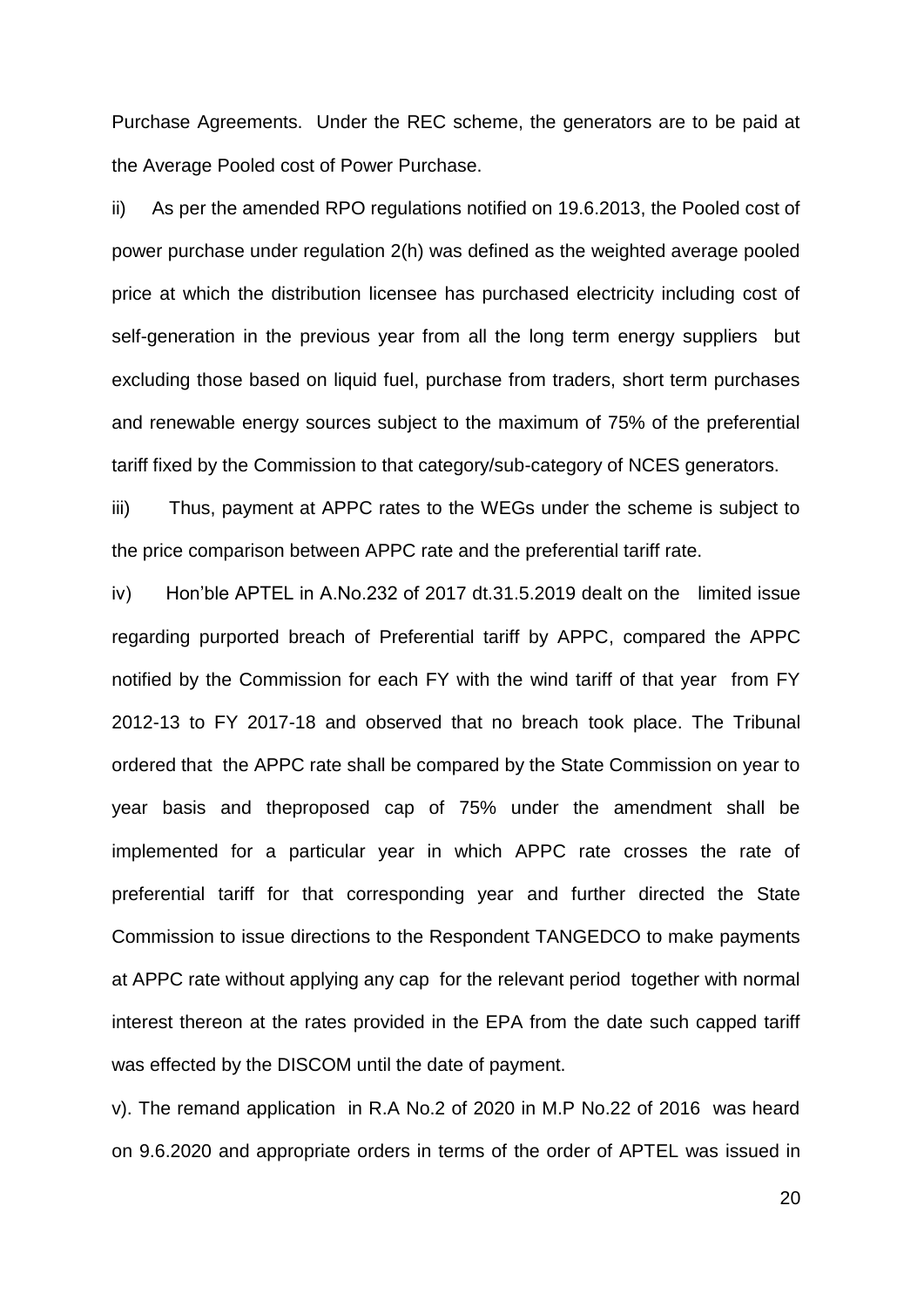Purchase Agreements. Under the REC scheme, the generators are to be paid at the Average Pooled cost of Power Purchase.

ii) As per the amended RPO regulations notified on 19.6.2013, the Pooled cost of power purchase under regulation 2(h) was defined as the weighted average pooled price at which the distribution licensee has purchased electricity including cost of self-generation in the previous year from all the long term energy suppliers but excluding those based on liquid fuel, purchase from traders, short term purchases and renewable energy sources subject to the maximum of 75% of the preferential tariff fixed by the Commission to that category/sub-category of NCES generators.

iii) Thus, payment at APPC rates to the WEGs under the scheme is subject to the price comparison between APPC rate and the preferential tariff rate.

iv) Hon'ble APTEL in A.No.232 of 2017 dt.31.5.2019 dealt on the limited issue regarding purported breach of Preferential tariff by APPC, compared the APPC notified by the Commission for each FY with the wind tariff of that year from FY 2012-13 to FY 2017-18 and observed that no breach took place. The Tribunal ordered that the APPC rate shall be compared by the State Commission on year to year basis and theproposed cap of 75% under the amendment shall be implemented for a particular year in which APPC rate crosses the rate of preferential tariff for that corresponding year and further directed the State Commission to issue directions to the Respondent TANGEDCO to make payments at APPC rate without applying any cap for the relevant period together with normal interest thereon at the rates provided in the EPA from the date such capped tariff was effected by the DISCOM until the date of payment.

v). The remand application in R.A No.2 of 2020 in M.P No.22 of 2016 was heard on 9.6.2020 and appropriate orders in terms of the order of APTEL was issued in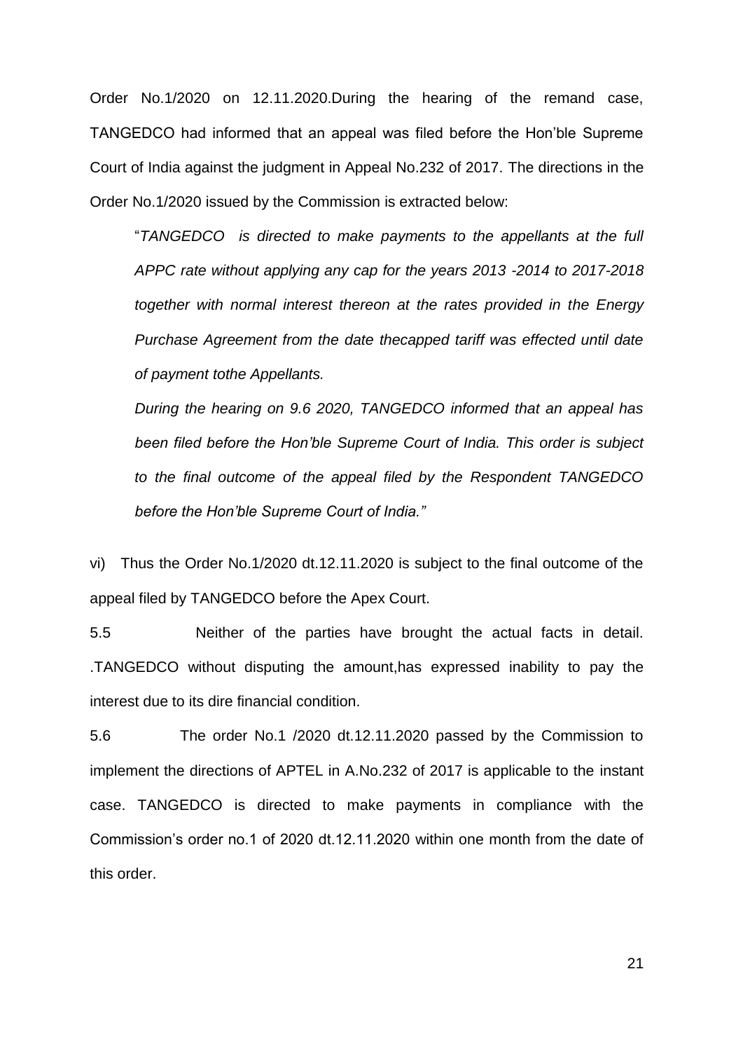Order No.1/2020 on 12.11.2020.During the hearing of the remand case, TANGEDCO had informed that an appeal was filed before the Hon'ble Supreme Court of India against the judgment in Appeal No.232 of 2017. The directions in the Order No.1/2020 issued by the Commission is extracted below:

> "*TANGEDCO is directed to make payments to the appellants at the full APPC rate without applying any cap for the years 2013 -2014 to 2017-2018 together with normal interest thereon at the rates provided in the Energy Purchase Agreement from the date thecapped tariff was effected until date of payment tothe Appellants.*
>
> *During the hearing on 9.6 2020, TANGEDCO informed that an appeal has been filed before the Hon'ble Supreme Court of India. This order is subject to the final outcome of the appeal filed by the Respondent TANGEDCO before the Hon'ble Supreme Court of India."*

vi) Thus the Order No.1/2020 dt.12.11.2020 is subject to the final outcome of the appeal filed by TANGEDCO before the Apex Court.

5.5 Neither of the parties have brought the actual facts in detail. .TANGEDCO without disputing the amount,has expressed inability to pay the interest due to its dire financial condition.

5.6 The order No.1 /2020 dt.12.11.2020 passed by the Commission to implement the directions of APTEL in A.No.232 of 2017 is applicable to the instant case. TANGEDCO is directed to make payments in compliance with the Commission's order no.1 of 2020 dt.12.11.2020 within one month from the date of this order.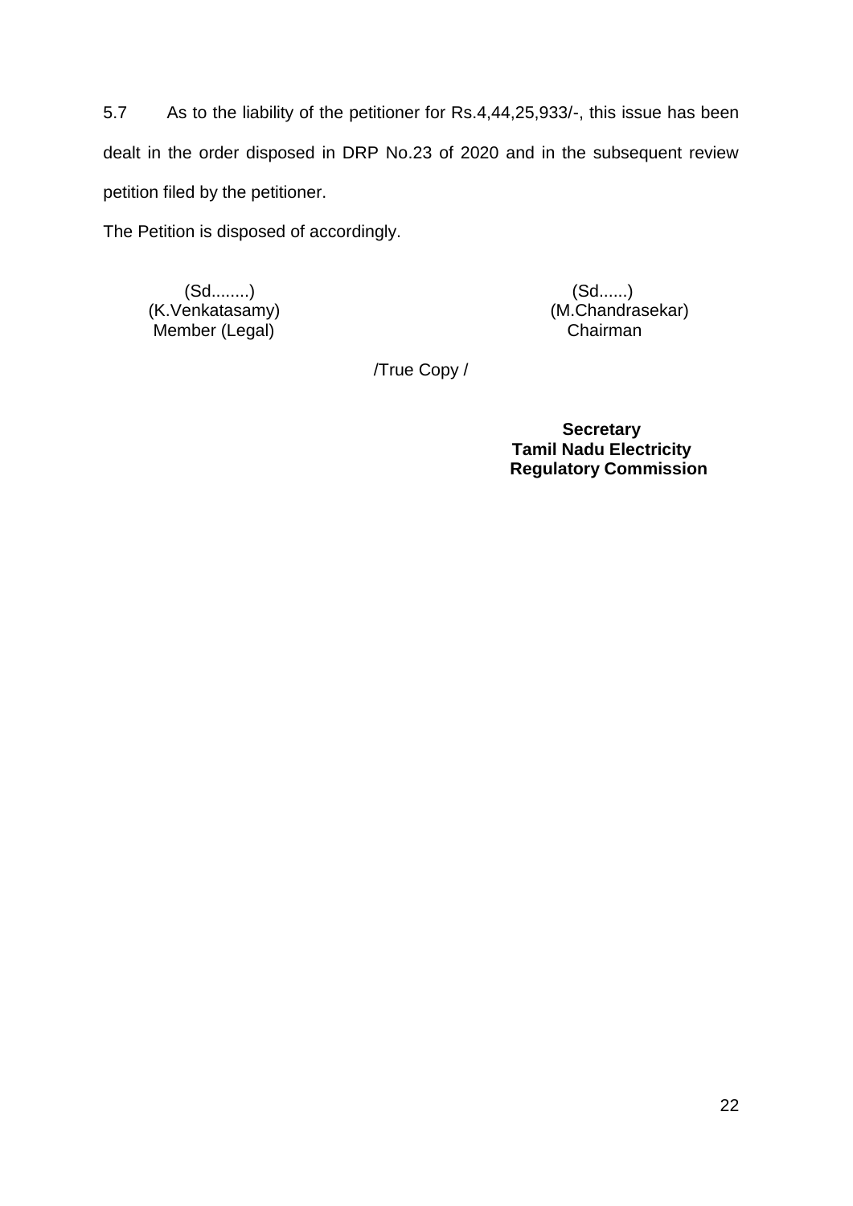5.7 As to the liability of the petitioner for Rs.4,44,25,933/-, this issue has been dealt in the order disposed in DRP No.23 of 2020 and in the subsequent review petition filed by the petitioner.

The Petition is disposed of accordingly.

| | |
|---|---|
| (Sd........) | (Sd......) |
| (K.Venkatasamy) | (M.Chandrasekar) |
| Member (Legal) | Chairman |

/True Copy /

**Secretary**
**Tamil Nadu Electricity Regulatory Commission**